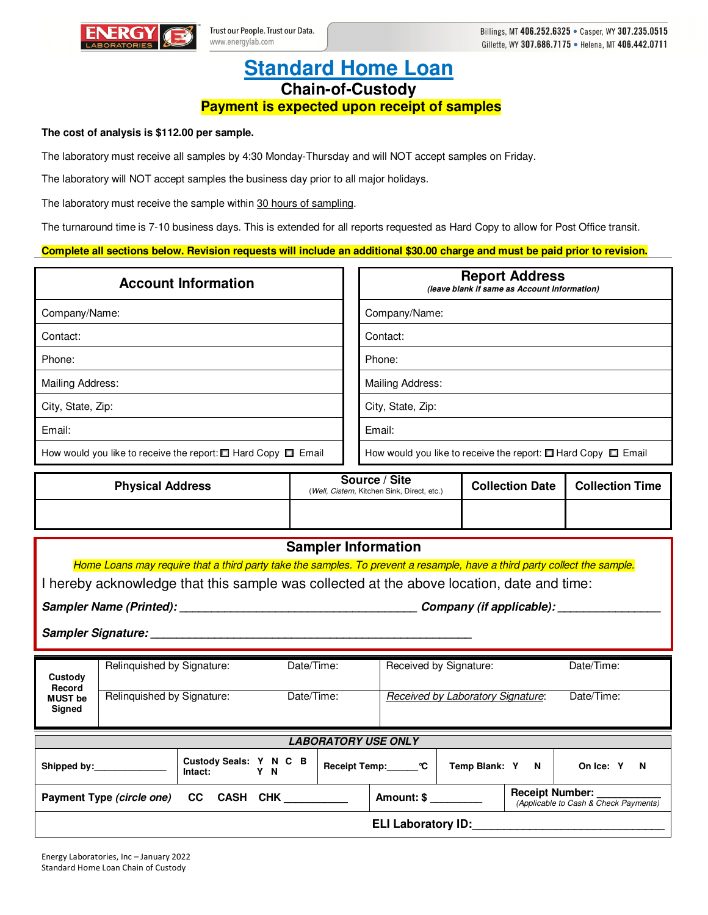Energy Laboratories — Trust our People. Trust our Data. www.energylab.com

Billings, MT 406.252.6325 • Casper, WY 307.235.0515
Gillette, WY 307.686.7175 • Helena, MT 406.442.0711

# Standard Home Loan

## Chain-of-Custody

**Payment is expected upon receipt of samples**

**The cost of analysis is $112.00 per sample.**

The laboratory must receive all samples by 4:30 Monday-Thursday and will NOT accept samples on Friday.

The laboratory will NOT accept samples the business day prior to all major holidays.

The laboratory must receive the sample within 30 hours of sampling.

The turnaround time is 7-10 business days. This is extended for all reports requested as Hard Copy to allow for Post Office transit.

**Complete all sections below. Revision requests will include an additional $30.00 charge and must be paid prior to revision.**

| Account Information | Report Address *(leave blank if same as Account Information)* |
|---|---|
| Company/Name: | Company/Name: |
| Contact: | Contact: |
| Phone: | Phone: |
| Mailing Address: | Mailing Address: |
| City, State, Zip: | City, State, Zip: |
| Email: | Email: |
| How would you like to receive the report: ☐ Hard Copy ☐ Email | How would you like to receive the report: ☐ Hard Copy ☐ Email |

| Physical Address | Source / Site (*Well, Cistern*, Kitchen Sink, Direct, etc.) | Collection Date | Collection Time |
|---|---|---|---|
| | | | |

### Sampler Information

*Home Loans may require that a third party take the samples. To prevent a resample, have a third party collect the sample.*

I hereby acknowledge that this sample was collected at the above location, date and time:

***Sampler Name (Printed):*** ____________________________________ ***Company (if applicable):*** _______________

***Sampler Signature:*** _________________________________________________

| Custody Record MUST be Signed | Relinquished by Signature: | Date/Time: | Received by Signature: | Date/Time: |
|---|---|---|---|---|
| | Relinquished by Signature: | Date/Time: | *Received by Laboratory Signature*: | Date/Time: |

| ***LABORATORY USE ONLY*** | | | | |
|---|---|---|---|---|
| **Shipped by:**______________ | **Custody Seals:** Y N C B **Intact:** Y N | **Receipt Temp:**______°C | **Temp Blank:** Y N | **On Ice:** Y N |
| **Payment Type** ***(circle one)*** **CC CASH CHK** ___________ | | **Amount: $** _________ | **Receipt Number:** __________ *(Applicable to Cash & Check Payments)* | |
| **ELI Laboratory ID:**______________________________ | | | | |

Energy Laboratories, Inc – January 2022
Standard Home Loan Chain of Custody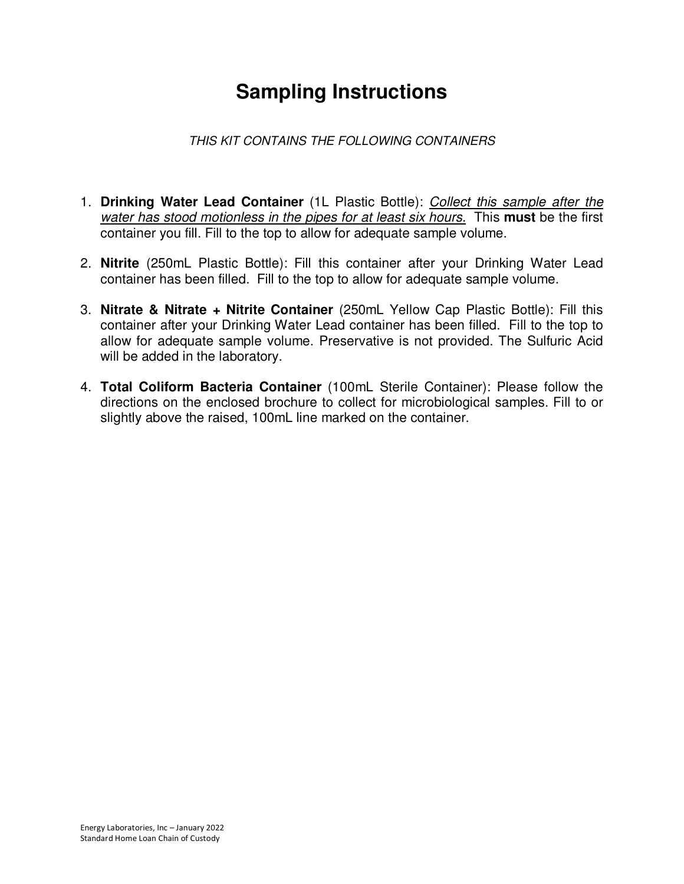# Sampling Instructions

*THIS KIT CONTAINS THE FOLLOWING CONTAINERS*

1. **Drinking Water Lead Container** (1L Plastic Bottle): *Collect this sample after the water has stood motionless in the pipes for at least six hours*. This **must** be the first container you fill. Fill to the top to allow for adequate sample volume.

2. **Nitrite** (250mL Plastic Bottle): Fill this container after your Drinking Water Lead container has been filled. Fill to the top to allow for adequate sample volume.

3. **Nitrate & Nitrate + Nitrite Container** (250mL Yellow Cap Plastic Bottle): Fill this container after your Drinking Water Lead container has been filled. Fill to the top to allow for adequate sample volume. Preservative is not provided. The Sulfuric Acid will be added in the laboratory.

4. **Total Coliform Bacteria Container** (100mL Sterile Container): Please follow the directions on the enclosed brochure to collect for microbiological samples. Fill to or slightly above the raised, 100mL line marked on the container.

Energy Laboratories, Inc – January 2022
Standard Home Loan Chain of Custody